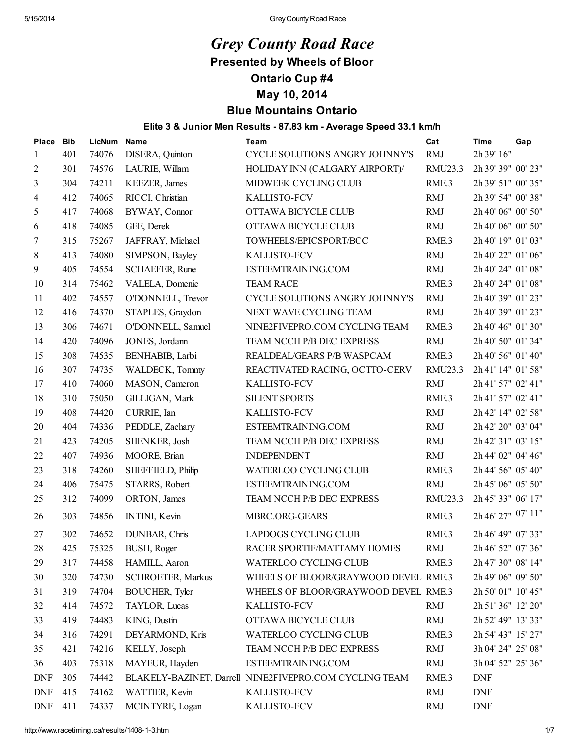# *Grey County Road Race*

## Presented by Wheels of Bloor

## Ontario Cup #4

## May 10, 2014

## Blue Mountains Ontario

### Elite 3 & Junior Men Results - 87.83 km - Average Speed 33.1 km/h

| Place | Bib | LicNum | Name | Team | Cat | Time | Gap |
|---|---|---|---|---|---|---|---|
| 1 | 401 | 74076 | DISERA, Quinton | CYCLE SOLUTIONS ANGRY JOHNNY'S | RMJ | 2h 39' 16" | |
| 2 | 301 | 74576 | LAURIE, Willam | HOLIDAY INN (CALGARY AIRPORT)/ | RMU23.3 | 2h 39' 39" | 00' 23" |
| 3 | 304 | 74211 | KEEZER, James | MIDWEEK CYCLING CLUB | RME.3 | 2h 39' 51" | 00' 35" |
| 4 | 412 | 74065 | RICCI, Christian | KALLISTO-FCV | RMJ | 2h 39' 54" | 00' 38" |
| 5 | 417 | 74068 | BYWAY, Connor | OTTAWA BICYCLE CLUB | RMJ | 2h 40' 06" | 00' 50" |
| 6 | 418 | 74085 | GEE, Derek | OTTAWA BICYCLE CLUB | RMJ | 2h 40' 06" | 00' 50" |
| 7 | 315 | 75267 | JAFFRAY, Michael | TOWHEELS/EPICSPORT/BCC | RME.3 | 2h 40' 19" | 01' 03" |
| 8 | 413 | 74080 | SIMPSON, Bayley | KALLISTO-FCV | RMJ | 2h 40' 22" | 01' 06" |
| 9 | 405 | 74554 | SCHAEFER, Rune | ESTEEMTRAINING.COM | RMJ | 2h 40' 24" | 01' 08" |
| 10 | 314 | 75462 | VALELA, Domenic | TEAM RACE | RME.3 | 2h 40' 24" | 01' 08" |
| 11 | 402 | 74557 | O'DONNELL, Trevor | CYCLE SOLUTIONS ANGRY JOHNNY'S | RMJ | 2h 40' 39" | 01' 23" |
| 12 | 416 | 74370 | STAPLES, Graydon | NEXT WAVE CYCLING TEAM | RMJ | 2h 40' 39" | 01' 23" |
| 13 | 306 | 74671 | O'DONNELL, Samuel | NINE2FIVEPRO.COM CYCLING TEAM | RME.3 | 2h 40' 46" | 01' 30" |
| 14 | 420 | 74096 | JONES, Jordann | TEAM NCCH P/B DEC EXPRESS | RMJ | 2h 40' 50" | 01' 34" |
| 15 | 308 | 74535 | BENHABIB, Larbi | REALDEAL/GEARS P/B WASPCAM | RME.3 | 2h 40' 56" | 01' 40" |
| 16 | 307 | 74735 | WALDECK, Tommy | REACTIVATED RACING, OCTTO-CERV | RMU23.3 | 2h 41' 14" | 01' 58" |
| 17 | 410 | 74060 | MASON, Cameron | KALLISTO-FCV | RMJ | 2h 41' 57" | 02' 41" |
| 18 | 310 | 75050 | GILLIGAN, Mark | SILENT SPORTS | RME.3 | 2h 41' 57" | 02' 41" |
| 19 | 408 | 74420 | CURRIE, Ian | KALLISTO-FCV | RMJ | 2h 42' 14" | 02' 58" |
| 20 | 404 | 74336 | PEDDLE, Zachary | ESTEEMTRAINING.COM | RMJ | 2h 42' 20" | 03' 04" |
| 21 | 423 | 74205 | SHENKER, Josh | TEAM NCCH P/B DEC EXPRESS | RMJ | 2h 42' 31" | 03' 15" |
| 22 | 407 | 74936 | MOORE, Brian | INDEPENDENT | RMJ | 2h 44' 02" | 04' 46" |
| 23 | 318 | 74260 | SHEFFIELD, Philip | WATERLOO CYCLING CLUB | RME.3 | 2h 44' 56" | 05' 40" |
| 24 | 406 | 75475 | STARRS, Robert | ESTEEMTRAINING.COM | RMJ | 2h 45' 06" | 05' 50" |
| 25 | 312 | 74099 | ORTON, James | TEAM NCCH P/B DEC EXPRESS | RMU23.3 | 2h 45' 33" | 06' 17" |
| 26 | 303 | 74856 | INTINI, Kevin | MBRC.ORG-GEARS | RME.3 | 2h 46' 27" | 07' 11" |
| 27 | 302 | 74652 | DUNBAR, Chris | LAPDOGS CYCLING CLUB | RME.3 | 2h 46' 49" | 07' 33" |
| 28 | 425 | 75325 | BUSH, Roger | RACER SPORTIF/MATTAMY HOMES | RMJ | 2h 46' 52" | 07' 36" |
| 29 | 317 | 74458 | HAMILL, Aaron | WATERLOO CYCLING CLUB | RME.3 | 2h 47' 30" | 08' 14" |
| 30 | 320 | 74730 | SCHROETER, Markus | WHEELS OF BLOOR/GRAYWOOD DEVEL | RME.3 | 2h 49' 06" | 09' 50" |
| 31 | 319 | 74704 | BOUCHER, Tyler | WHEELS OF BLOOR/GRAYWOOD DEVEL | RME.3 | 2h 50' 01" | 10' 45" |
| 32 | 414 | 74572 | TAYLOR, Lucas | KALLISTO-FCV | RMJ | 2h 51' 36" | 12' 20" |
| 33 | 419 | 74483 | KING, Dustin | OTTAWA BICYCLE CLUB | RMJ | 2h 52' 49" | 13' 33" |
| 34 | 316 | 74291 | DEYARMOND, Kris | WATERLOO CYCLING CLUB | RME.3 | 2h 54' 43" | 15' 27" |
| 35 | 421 | 74216 | KELLY, Joseph | TEAM NCCH P/B DEC EXPRESS | RMJ | 3h 04' 24" | 25' 08" |
| 36 | 403 | 75318 | MAYEUR, Hayden | ESTEEMTRAINING.COM | RMJ | 3h 04' 52" | 25' 36" |
| DNF | 305 | 74442 | BLAKELY-BAZINET, Darrell | NINE2FIVEPRO.COM CYCLING TEAM | RME.3 | DNF | |
| DNF | 415 | 74162 | WATTIER, Kevin | KALLISTO-FCV | RMJ | DNF | |
| DNF | 411 | 74337 | MCINTYRE, Logan | KALLISTO-FCV | RMJ | DNF | |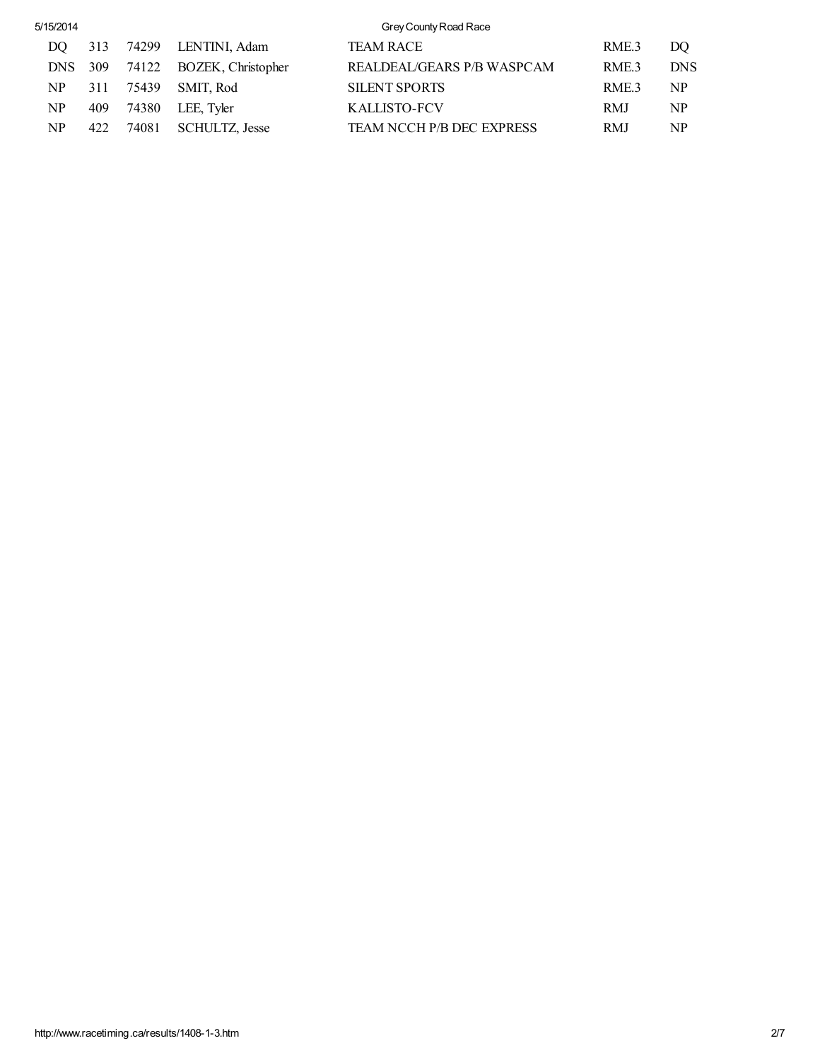| | | | | | | |
|---|---|---|---|---|---|---|
| DQ | 313 | 74299 | LENTINI, Adam | TEAM RACE | RME.3 | DQ |
| DNS | 309 | 74122 | BOZEK, Christopher | REALDEAL/GEARS P/B WASPCAM | RME.3 | DNS |
| NP | 311 | 75439 | SMIT, Rod | SILENT SPORTS | RME.3 | NP |
| NP | 409 | 74380 | LEE, Tyler | KALLISTO-FCV | RMJ | NP |
| NP | 422 | 74081 | SCHULTZ, Jesse | TEAM NCCH P/B DEC EXPRESS | RMJ | NP |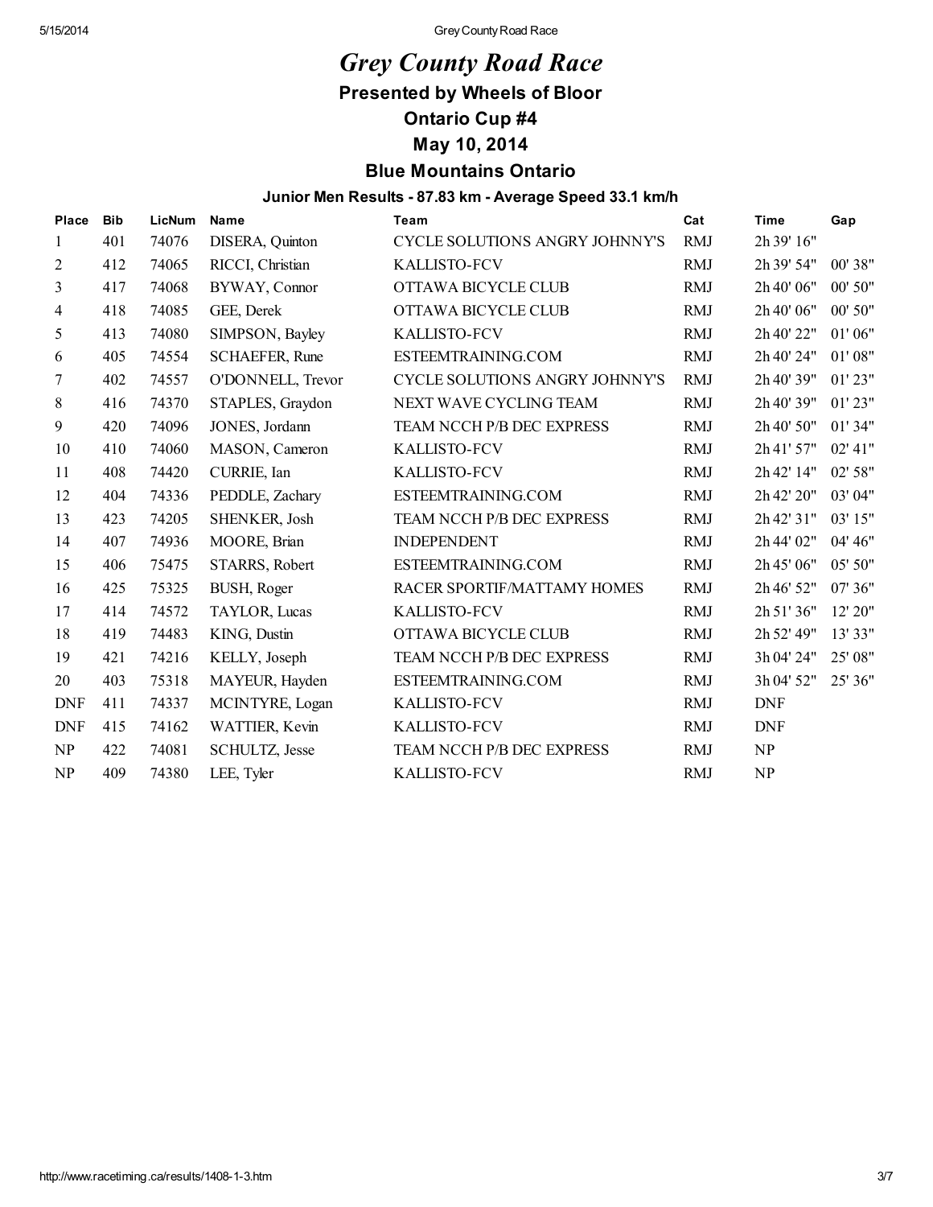# *Grey County Road Race*

## Presented by Wheels of Bloor

## Ontario Cup #4

## May 10, 2014

## Blue Mountains Ontario

### Junior Men Results - 87.83 km - Average Speed 33.1 km/h

| Place | Bib | LicNum | Name | Team | Cat | Time | Gap |
|---|---|---|---|---|---|---|---|
| 1 | 401 | 74076 | DISERA, Quinton | CYCLE SOLUTIONS ANGRY JOHNNY'S | RMJ | 2h 39' 16" | |
| 2 | 412 | 74065 | RICCI, Christian | KALLISTO-FCV | RMJ | 2h 39' 54" | 00' 38" |
| 3 | 417 | 74068 | BYWAY, Connor | OTTAWA BICYCLE CLUB | RMJ | 2h 40' 06" | 00' 50" |
| 4 | 418 | 74085 | GEE, Derek | OTTAWA BICYCLE CLUB | RMJ | 2h 40' 06" | 00' 50" |
| 5 | 413 | 74080 | SIMPSON, Bayley | KALLISTO-FCV | RMJ | 2h 40' 22" | 01' 06" |
| 6 | 405 | 74554 | SCHAEFER, Rune | ESTEEMTRAINING.COM | RMJ | 2h 40' 24" | 01' 08" |
| 7 | 402 | 74557 | O'DONNELL, Trevor | CYCLE SOLUTIONS ANGRY JOHNNY'S | RMJ | 2h 40' 39" | 01' 23" |
| 8 | 416 | 74370 | STAPLES, Graydon | NEXT WAVE CYCLING TEAM | RMJ | 2h 40' 39" | 01' 23" |
| 9 | 420 | 74096 | JONES, Jordann | TEAM NCCH P/B DEC EXPRESS | RMJ | 2h 40' 50" | 01' 34" |
| 10 | 410 | 74060 | MASON, Cameron | KALLISTO-FCV | RMJ | 2h 41' 57" | 02' 41" |
| 11 | 408 | 74420 | CURRIE, Ian | KALLISTO-FCV | RMJ | 2h 42' 14" | 02' 58" |
| 12 | 404 | 74336 | PEDDLE, Zachary | ESTEEMTRAINING.COM | RMJ | 2h 42' 20" | 03' 04" |
| 13 | 423 | 74205 | SHENKER, Josh | TEAM NCCH P/B DEC EXPRESS | RMJ | 2h 42' 31" | 03' 15" |
| 14 | 407 | 74936 | MOORE, Brian | INDEPENDENT | RMJ | 2h 44' 02" | 04' 46" |
| 15 | 406 | 75475 | STARRS, Robert | ESTEEMTRAINING.COM | RMJ | 2h 45' 06" | 05' 50" |
| 16 | 425 | 75325 | BUSH, Roger | RACER SPORTIF/MATTAMY HOMES | RMJ | 2h 46' 52" | 07' 36" |
| 17 | 414 | 74572 | TAYLOR, Lucas | KALLISTO-FCV | RMJ | 2h 51' 36" | 12' 20" |
| 18 | 419 | 74483 | KING, Dustin | OTTAWA BICYCLE CLUB | RMJ | 2h 52' 49" | 13' 33" |
| 19 | 421 | 74216 | KELLY, Joseph | TEAM NCCH P/B DEC EXPRESS | RMJ | 3h 04' 24" | 25' 08" |
| 20 | 403 | 75318 | MAYEUR, Hayden | ESTEEMTRAINING.COM | RMJ | 3h 04' 52" | 25' 36" |
| DNF | 411 | 74337 | MCINTYRE, Logan | KALLISTO-FCV | RMJ | DNF | |
| DNF | 415 | 74162 | WATTIER, Kevin | KALLISTO-FCV | RMJ | DNF | |
| NP | 422 | 74081 | SCHULTZ, Jesse | TEAM NCCH P/B DEC EXPRESS | RMJ | NP | |
| NP | 409 | 74380 | LEE, Tyler | KALLISTO-FCV | RMJ | NP | |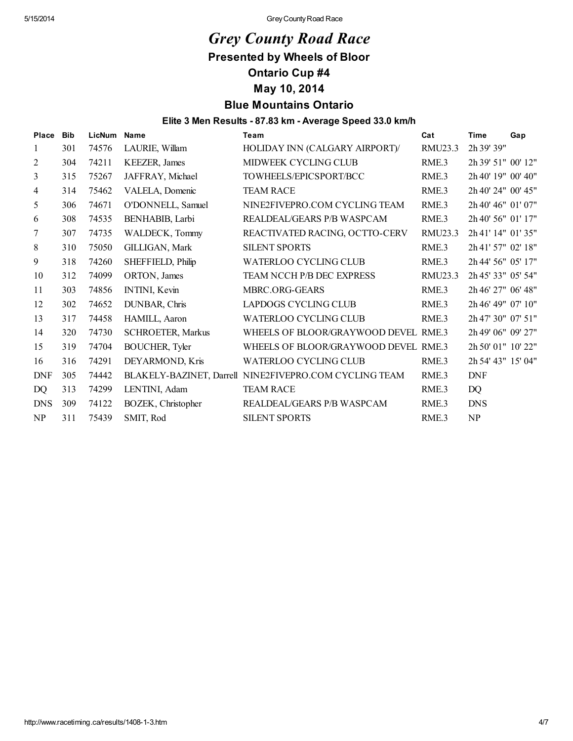# *Grey County Road Race*

## Presented by Wheels of Bloor

## Ontario Cup #4

## May 10, 2014

## Blue Mountains Ontario

### Elite 3 Men Results - 87.83 km - Average Speed 33.0 km/h

| Place | Bib | LicNum | Name | Team | Cat | Time | Gap |
|---|---|---|---|---|---|---|---|
| 1 | 301 | 74576 | LAURIE, Willam | HOLIDAY INN (CALGARY AIRPORT)/ | RMU23.3 | 2h 39' 39" | |
| 2 | 304 | 74211 | KEEZER, James | MIDWEEK CYCLING CLUB | RME.3 | 2h 39' 51" | 00' 12" |
| 3 | 315 | 75267 | JAFFRAY, Michael | TOWHEELS/EPICSPORT/BCC | RME.3 | 2h 40' 19" | 00' 40" |
| 4 | 314 | 75462 | VALELA, Domenic | TEAM RACE | RME.3 | 2h 40' 24" | 00' 45" |
| 5 | 306 | 74671 | O'DONNELL, Samuel | NINE2FIVEPRO.COM CYCLING TEAM | RME.3 | 2h 40' 46" | 01' 07" |
| 6 | 308 | 74535 | BENHABIB, Larbi | REALDEAL/GEARS P/B WASPCAM | RME.3 | 2h 40' 56" | 01' 17" |
| 7 | 307 | 74735 | WALDECK, Tommy | REACTIVATED RACING, OCTTO-CERV | RMU23.3 | 2h 41' 14" | 01' 35" |
| 8 | 310 | 75050 | GILLIGAN, Mark | SILENT SPORTS | RME.3 | 2h 41' 57" | 02' 18" |
| 9 | 318 | 74260 | SHEFFIELD, Philip | WATERLOO CYCLING CLUB | RME.3 | 2h 44' 56" | 05' 17" |
| 10 | 312 | 74099 | ORTON, James | TEAM NCCH P/B DEC EXPRESS | RMU23.3 | 2h 45' 33" | 05' 54" |
| 11 | 303 | 74856 | INTINI, Kevin | MBRC.ORG-GEARS | RME.3 | 2h 46' 27" | 06' 48" |
| 12 | 302 | 74652 | DUNBAR, Chris | LAPDOGS CYCLING CLUB | RME.3 | 2h 46' 49" | 07' 10" |
| 13 | 317 | 74458 | HAMILL, Aaron | WATERLOO CYCLING CLUB | RME.3 | 2h 47' 30" | 07' 51" |
| 14 | 320 | 74730 | SCHROETER, Markus | WHEELS OF BLOOR/GRAYWOOD DEVEL | RME.3 | 2h 49' 06" | 09' 27" |
| 15 | 319 | 74704 | BOUCHER, Tyler | WHEELS OF BLOOR/GRAYWOOD DEVEL | RME.3 | 2h 50' 01" | 10' 22" |
| 16 | 316 | 74291 | DEYARMOND, Kris | WATERLOO CYCLING CLUB | RME.3 | 2h 54' 43" | 15' 04" |
| DNF | 305 | 74442 | BLAKELY-BAZINET, Darrell | NINE2FIVEPRO.COM CYCLING TEAM | RME.3 | DNF | |
| DQ | 313 | 74299 | LENTINI, Adam | TEAM RACE | RME.3 | DQ | |
| DNS | 309 | 74122 | BOZEK, Christopher | REALDEAL/GEARS P/B WASPCAM | RME.3 | DNS | |
| NP | 311 | 75439 | SMIT, Rod | SILENT SPORTS | RME.3 | NP | |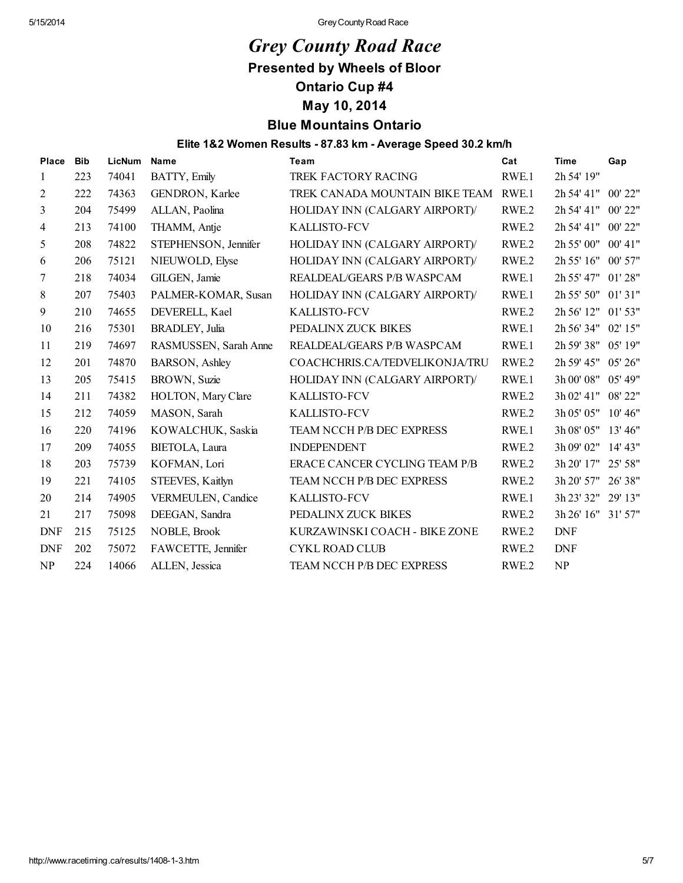# *Grey County Road Race*

### Presented by Wheels of Bloor

### Ontario Cup #4

### May 10, 2014

### Blue Mountains Ontario

#### Elite 1&2 Women Results - 87.83 km - Average Speed 30.2 km/h

| Place | Bib | LicNum | Name | Team | Cat | Time | Gap |
|---|---|---|---|---|---|---|---|
| 1 | 223 | 74041 | BATTY, Emily | TREK FACTORY RACING | RWE.1 | 2h 54' 19" | |
| 2 | 222 | 74363 | GENDRON, Karlee | TREK CANADA MOUNTAIN BIKE TEAM | RWE.1 | 2h 54' 41" | 00' 22" |
| 3 | 204 | 75499 | ALLAN, Paolina | HOLIDAY INN (CALGARY AIRPORT)/ | RWE.2 | 2h 54' 41" | 00' 22" |
| 4 | 213 | 74100 | THAMM, Antje | KALLISTO-FCV | RWE.2 | 2h 54' 41" | 00' 22" |
| 5 | 208 | 74822 | STEPHENSON, Jennifer | HOLIDAY INN (CALGARY AIRPORT)/ | RWE.2 | 2h 55' 00" | 00' 41" |
| 6 | 206 | 75121 | NIEUWOLD, Elyse | HOLIDAY INN (CALGARY AIRPORT)/ | RWE.2 | 2h 55' 16" | 00' 57" |
| 7 | 218 | 74034 | GILGEN, Jamie | REALDEAL/GEARS P/B WASPCAM | RWE.1 | 2h 55' 47" | 01' 28" |
| 8 | 207 | 75403 | PALMER-KOMAR, Susan | HOLIDAY INN (CALGARY AIRPORT)/ | RWE.1 | 2h 55' 50" | 01' 31" |
| 9 | 210 | 74655 | DEVERELL, Kael | KALLISTO-FCV | RWE.2 | 2h 56' 12" | 01' 53" |
| 10 | 216 | 75301 | BRADLEY, Julia | PEDALINX ZUCK BIKES | RWE.1 | 2h 56' 34" | 02' 15" |
| 11 | 219 | 74697 | RASMUSSEN, Sarah Anne | REALDEAL/GEARS P/B WASPCAM | RWE.1 | 2h 59' 38" | 05' 19" |
| 12 | 201 | 74870 | BARSON, Ashley | COACHCHRIS.CA/TEDVELIKONJA/TRU | RWE.2 | 2h 59' 45" | 05' 26" |
| 13 | 205 | 75415 | BROWN, Suzie | HOLIDAY INN (CALGARY AIRPORT)/ | RWE.1 | 3h 00' 08" | 05' 49" |
| 14 | 211 | 74382 | HOLTON, Mary Clare | KALLISTO-FCV | RWE.2 | 3h 02' 41" | 08' 22" |
| 15 | 212 | 74059 | MASON, Sarah | KALLISTO-FCV | RWE.2 | 3h 05' 05" | 10' 46" |
| 16 | 220 | 74196 | KOWALCHUK, Saskia | TEAM NCCH P/B DEC EXPRESS | RWE.1 | 3h 08' 05" | 13' 46" |
| 17 | 209 | 74055 | BIETOLA, Laura | INDEPENDENT | RWE.2 | 3h 09' 02" | 14' 43" |
| 18 | 203 | 75739 | KOFMAN, Lori | ERACE CANCER CYCLING TEAM P/B | RWE.2 | 3h 20' 17" | 25' 58" |
| 19 | 221 | 74105 | STEEVES, Kaitlyn | TEAM NCCH P/B DEC EXPRESS | RWE.2 | 3h 20' 57" | 26' 38" |
| 20 | 214 | 74905 | VERMEULEN, Candice | KALLISTO-FCV | RWE.1 | 3h 23' 32" | 29' 13" |
| 21 | 217 | 75098 | DEEGAN, Sandra | PEDALINX ZUCK BIKES | RWE.2 | 3h 26' 16" | 31' 57" |
| DNF | 215 | 75125 | NOBLE, Brook | KURZAWINSKI COACH - BIKE ZONE | RWE.2 | DNF | |
| DNF | 202 | 75072 | FAWCETTE, Jennifer | CYKL ROAD CLUB | RWE.2 | DNF | |
| NP | 224 | 14066 | ALLEN, Jessica | TEAM NCCH P/B DEC EXPRESS | RWE.2 | NP | |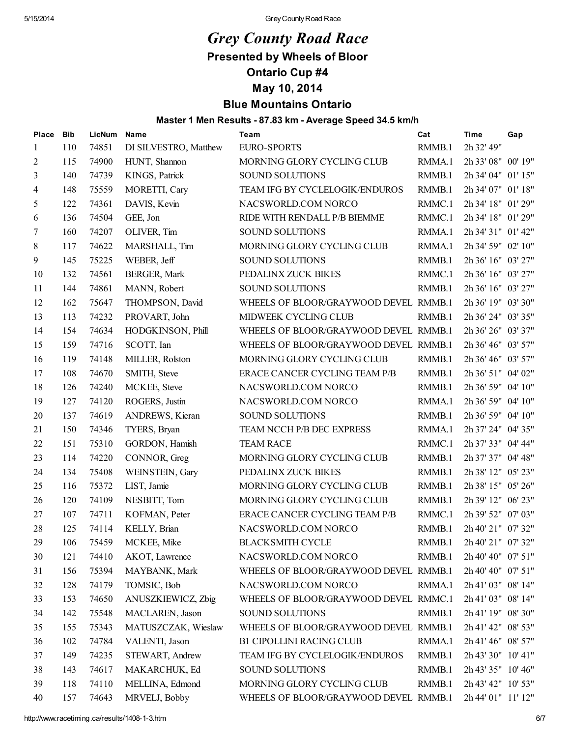# *Grey County Road Race*

### Presented by Wheels of Bloor

### Ontario Cup #4

### May 10, 2014

### Blue Mountains Ontario

#### Master 1 Men Results - 87.83 km - Average Speed 34.5 km/h

| Place | Bib | LicNum | Name | Team | Cat | Time | Gap |
|---|---|---|---|---|---|---|---|
| 1 | 110 | 74851 | DI SILVESTRO, Matthew | EURO-SPORTS | RMMB.1 | 2h 32' 49" | |
| 2 | 115 | 74900 | HUNT, Shannon | MORNING GLORY CYCLING CLUB | RMMA.1 | 2h 33' 08" | 00' 19" |
| 3 | 140 | 74739 | KINGS, Patrick | SOUND SOLUTIONS | RMMB.1 | 2h 34' 04" | 01' 15" |
| 4 | 148 | 75559 | MORETTI, Cary | TEAM IFG BY CYCLELOGIK/ENDUROS | RMMB.1 | 2h 34' 07" | 01' 18" |
| 5 | 122 | 74361 | DAVIS, Kevin | NACSWORLD.COM NORCO | RMMC.1 | 2h 34' 18" | 01' 29" |
| 6 | 136 | 74504 | GEE, Jon | RIDE WITH RENDALL P/B BIEMME | RMMC.1 | 2h 34' 18" | 01' 29" |
| 7 | 160 | 74207 | OLIVER, Tim | SOUND SOLUTIONS | RMMA.1 | 2h 34' 31" | 01' 42" |
| 8 | 117 | 74622 | MARSHALL, Tim | MORNING GLORY CYCLING CLUB | RMMA.1 | 2h 34' 59" | 02' 10" |
| 9 | 145 | 75225 | WEBER, Jeff | SOUND SOLUTIONS | RMMB.1 | 2h 36' 16" | 03' 27" |
| 10 | 132 | 74561 | BERGER, Mark | PEDALINX ZUCK BIKES | RMMC.1 | 2h 36' 16" | 03' 27" |
| 11 | 144 | 74861 | MANN, Robert | SOUND SOLUTIONS | RMMB.1 | 2h 36' 16" | 03' 27" |
| 12 | 162 | 75647 | THOMPSON, David | WHEELS OF BLOOR/GRAYWOOD DEVEL | RMMB.1 | 2h 36' 19" | 03' 30" |
| 13 | 113 | 74232 | PROVART, John | MIDWEEK CYCLING CLUB | RMMB.1 | 2h 36' 24" | 03' 35" |
| 14 | 154 | 74634 | HODGKINSON, Phill | WHEELS OF BLOOR/GRAYWOOD DEVEL | RMMB.1 | 2h 36' 26" | 03' 37" |
| 15 | 159 | 74716 | SCOTT, Ian | WHEELS OF BLOOR/GRAYWOOD DEVEL | RMMB.1 | 2h 36' 46" | 03' 57" |
| 16 | 119 | 74148 | MILLER, Rolston | MORNING GLORY CYCLING CLUB | RMMB.1 | 2h 36' 46" | 03' 57" |
| 17 | 108 | 74670 | SMITH, Steve | ERACE CANCER CYCLING TEAM P/B | RMMB.1 | 2h 36' 51" | 04' 02" |
| 18 | 126 | 74240 | MCKEE, Steve | NACSWORLD.COM NORCO | RMMB.1 | 2h 36' 59" | 04' 10" |
| 19 | 127 | 74120 | ROGERS, Justin | NACSWORLD.COM NORCO | RMMA.1 | 2h 36' 59" | 04' 10" |
| 20 | 137 | 74619 | ANDREWS, Kieran | SOUND SOLUTIONS | RMMB.1 | 2h 36' 59" | 04' 10" |
| 21 | 150 | 74346 | TYERS, Bryan | TEAM NCCH P/B DEC EXPRESS | RMMA.1 | 2h 37' 24" | 04' 35" |
| 22 | 151 | 75310 | GORDON, Hamish | TEAM RACE | RMMC.1 | 2h 37' 33" | 04' 44" |
| 23 | 114 | 74220 | CONNOR, Greg | MORNING GLORY CYCLING CLUB | RMMB.1 | 2h 37' 37" | 04' 48" |
| 24 | 134 | 75408 | WEINSTEIN, Gary | PEDALINX ZUCK BIKES | RMMB.1 | 2h 38' 12" | 05' 23" |
| 25 | 116 | 75372 | LIST, Jamie | MORNING GLORY CYCLING CLUB | RMMB.1 | 2h 38' 15" | 05' 26" |
| 26 | 120 | 74109 | NESBITT, Tom | MORNING GLORY CYCLING CLUB | RMMB.1 | 2h 39' 12" | 06' 23" |
| 27 | 107 | 74711 | KOFMAN, Peter | ERACE CANCER CYCLING TEAM P/B | RMMC.1 | 2h 39' 52" | 07' 03" |
| 28 | 125 | 74114 | KELLY, Brian | NACSWORLD.COM NORCO | RMMB.1 | 2h 40' 21" | 07' 32" |
| 29 | 106 | 75459 | MCKEE, Mike | BLACKSMITH CYCLE | RMMB.1 | 2h 40' 21" | 07' 32" |
| 30 | 121 | 74410 | AKOT, Lawrence | NACSWORLD.COM NORCO | RMMB.1 | 2h 40' 40" | 07' 51" |
| 31 | 156 | 75394 | MAYBANK, Mark | WHEELS OF BLOOR/GRAYWOOD DEVEL | RMMB.1 | 2h 40' 40" | 07' 51" |
| 32 | 128 | 74179 | TOMSIC, Bob | NACSWORLD.COM NORCO | RMMA.1 | 2h 41' 03" | 08' 14" |
| 33 | 153 | 74650 | ANUSZKIEWICZ, Zbig | WHEELS OF BLOOR/GRAYWOOD DEVEL | RMMC.1 | 2h 41' 03" | 08' 14" |
| 34 | 142 | 75548 | MACLAREN, Jason | SOUND SOLUTIONS | RMMB.1 | 2h 41' 19" | 08' 30" |
| 35 | 155 | 75343 | MATUSZCZAK, Wieslaw | WHEELS OF BLOOR/GRAYWOOD DEVEL | RMMB.1 | 2h 41' 42" | 08' 53" |
| 36 | 102 | 74784 | VALENTI, Jason | B1 CIPOLLINI RACING CLUB | RMMA.1 | 2h 41' 46" | 08' 57" |
| 37 | 149 | 74235 | STEWART, Andrew | TEAM IFG BY CYCLELOGIK/ENDUROS | RMMB.1 | 2h 43' 30" | 10' 41" |
| 38 | 143 | 74617 | MAKARCHUK, Ed | SOUND SOLUTIONS | RMMB.1 | 2h 43' 35" | 10' 46" |
| 39 | 118 | 74110 | MELLINA, Edmond | MORNING GLORY CYCLING CLUB | RMMB.1 | 2h 43' 42" | 10' 53" |
| 40 | 157 | 74643 | MRVELJ, Bobby | WHEELS OF BLOOR/GRAYWOOD DEVEL | RMMB.1 | 2h 44' 01" | 11' 12" |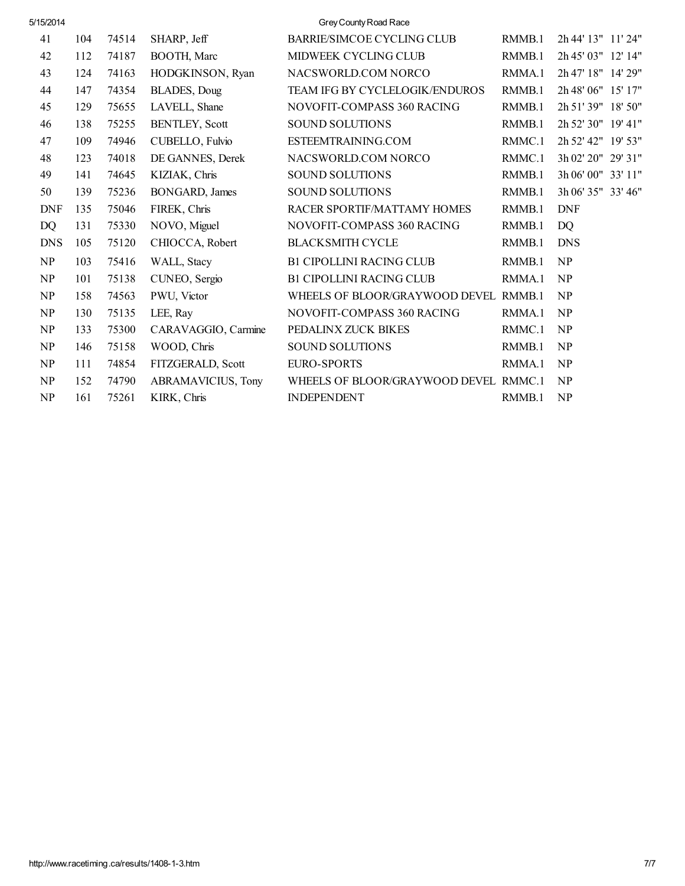| | | | | | | | |
|---|---|---|---|---|---|---|---|
| 41 | 104 | 74514 | SHARP, Jeff | BARRIE/SIMCOE CYCLING CLUB | RMMB.1 | 2h 44' 13" | 11' 24" |
| 42 | 112 | 74187 | BOOTH, Marc | MIDWEEK CYCLING CLUB | RMMB.1 | 2h 45' 03" | 12' 14" |
| 43 | 124 | 74163 | HODGKINSON, Ryan | NACSWORLD.COM NORCO | RMMA.1 | 2h 47' 18" | 14' 29" |
| 44 | 147 | 74354 | BLADES, Doug | TEAM IFG BY CYCLELOGIK/ENDUROS | RMMB.1 | 2h 48' 06" | 15' 17" |
| 45 | 129 | 75655 | LAVELL, Shane | NOVOFIT-COMPASS 360 RACING | RMMB.1 | 2h 51' 39" | 18' 50" |
| 46 | 138 | 75255 | BENTLEY, Scott | SOUND SOLUTIONS | RMMB.1 | 2h 52' 30" | 19' 41" |
| 47 | 109 | 74946 | CUBELLO, Fulvio | ESTEEMTRAINING.COM | RMMC.1 | 2h 52' 42" | 19' 53" |
| 48 | 123 | 74018 | DE GANNES, Derek | NACSWORLD.COM NORCO | RMMC.1 | 3h 02' 20" | 29' 31" |
| 49 | 141 | 74645 | KIZIAK, Chris | SOUND SOLUTIONS | RMMB.1 | 3h 06' 00" | 33' 11" |
| 50 | 139 | 75236 | BONGARD, James | SOUND SOLUTIONS | RMMB.1 | 3h 06' 35" | 33' 46" |
| DNF | 135 | 75046 | FIREK, Chris | RACER SPORTIF/MATTAMY HOMES | RMMB.1 | DNF | |
| DQ | 131 | 75330 | NOVO, Miguel | NOVOFIT-COMPASS 360 RACING | RMMB.1 | DQ | |
| DNS | 105 | 75120 | CHIOCCA, Robert | BLACKSMITH CYCLE | RMMB.1 | DNS | |
| NP | 103 | 75416 | WALL, Stacy | B1 CIPOLLINI RACING CLUB | RMMB.1 | NP | |
| NP | 101 | 75138 | CUNEO, Sergio | B1 CIPOLLINI RACING CLUB | RMMA.1 | NP | |
| NP | 158 | 74563 | PWU, Victor | WHEELS OF BLOOR/GRAYWOOD DEVEL | RMMB.1 | NP | |
| NP | 130 | 75135 | LEE, Ray | NOVOFIT-COMPASS 360 RACING | RMMA.1 | NP | |
| NP | 133 | 75300 | CARAVAGGIO, Carmine | PEDALINX ZUCK BIKES | RMMC.1 | NP | |
| NP | 146 | 75158 | WOOD, Chris | SOUND SOLUTIONS | RMMB.1 | NP | |
| NP | 111 | 74854 | FITZGERALD, Scott | EURO-SPORTS | RMMA.1 | NP | |
| NP | 152 | 74790 | ABRAMAVICIUS, Tony | WHEELS OF BLOOR/GRAYWOOD DEVEL | RMMC.1 | NP | |
| NP | 161 | 75261 | KIRK, Chris | INDEPENDENT | RMMB.1 | NP | |